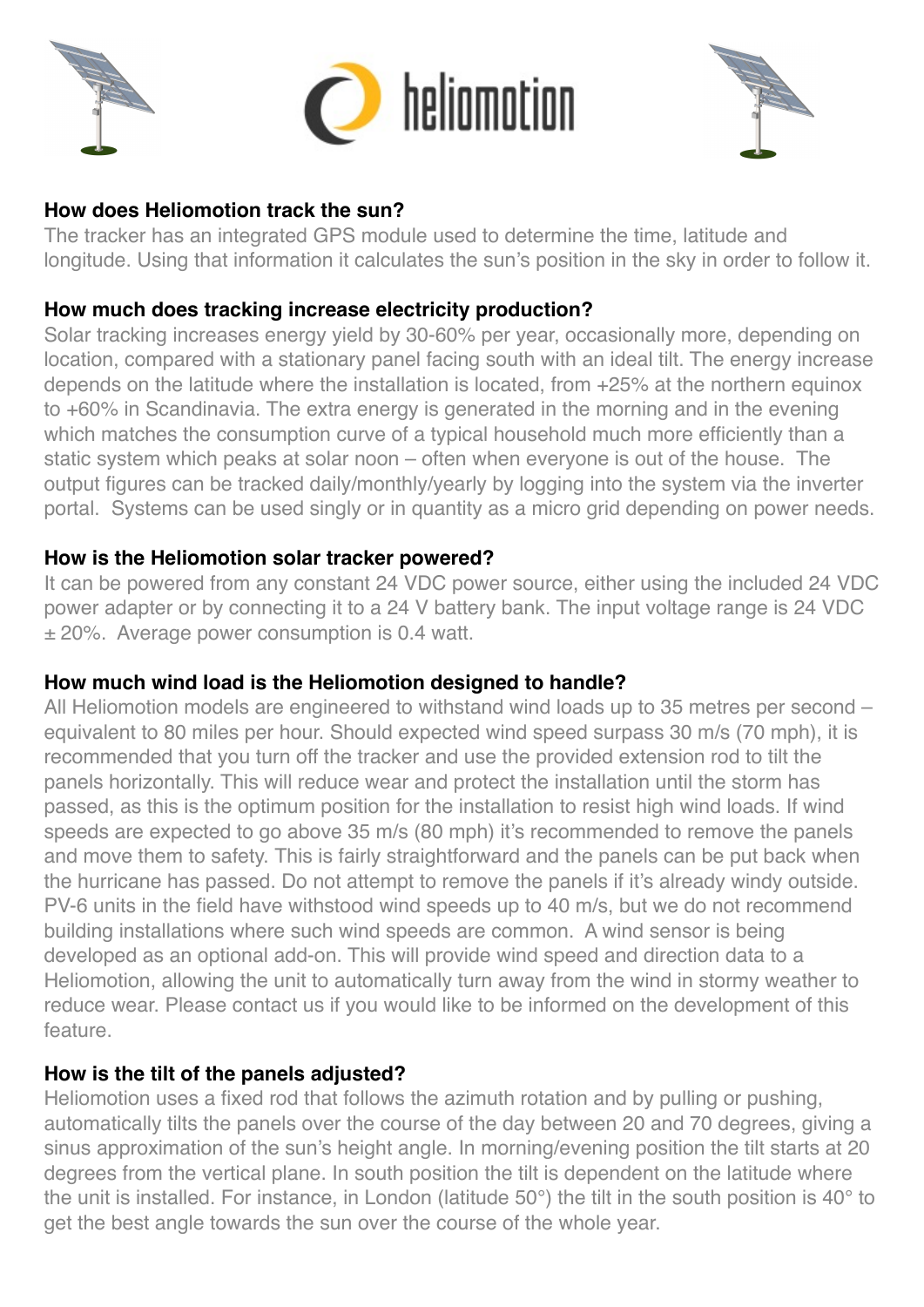heliomotion

## How does Heliomotion track the sun?

The tracker has an integrated GPS module used to determine the time, latitude and longitude. Using that information it calculates the sun's position in the sky in order to follow it.

## How much does tracking increase electricity production?

Solar tracking increases energy yield by 30-60% per year, occasionally more, depending on location, compared with a stationary panel facing south with an ideal tilt. The energy increase depends on the latitude where the installation is located, from +25% at the northern equinox to +60% in Scandinavia. The extra energy is generated in the morning and in the evening which matches the consumption curve of a typical household much more efficiently than a static system which peaks at solar noon – often when everyone is out of the house. The output figures can be tracked daily/monthly/yearly by logging into the system via the inverter portal. Systems can be used singly or in quantity as a micro grid depending on power needs.

## How is the Heliomotion solar tracker powered?

It can be powered from any constant 24 VDC power source, either using the included 24 VDC power adapter or by connecting it to a 24 V battery bank. The input voltage range is 24 VDC ± 20%. Average power consumption is 0.4 watt.

## How much wind load is the Heliomotion designed to handle?

All Heliomotion models are engineered to withstand wind loads up to 35 metres per second – equivalent to 80 miles per hour. Should expected wind speed surpass 30 m/s (70 mph), it is recommended that you turn off the tracker and use the provided extension rod to tilt the panels horizontally. This will reduce wear and protect the installation until the storm has passed, as this is the optimum position for the installation to resist high wind loads. If wind speeds are expected to go above 35 m/s (80 mph) it's recommended to remove the panels and move them to safety. This is fairly straightforward and the panels can be put back when the hurricane has passed. Do not attempt to remove the panels if it's already windy outside. PV-6 units in the field have withstood wind speeds up to 40 m/s, but we do not recommend building installations where such wind speeds are common. A wind sensor is being developed as an optional add-on. This will provide wind speed and direction data to a Heliomotion, allowing the unit to automatically turn away from the wind in stormy weather to reduce wear. Please contact us if you would like to be informed on the development of this feature.

## How is the tilt of the panels adjusted?

Heliomotion uses a fixed rod that follows the azimuth rotation and by pulling or pushing, automatically tilts the panels over the course of the day between 20 and 70 degrees, giving a sinus approximation of the sun's height angle. In morning/evening position the tilt starts at 20 degrees from the vertical plane. In south position the tilt is dependent on the latitude where the unit is installed. For instance, in London (latitude 50°) the tilt in the south position is 40° to get the best angle towards the sun over the course of the whole year.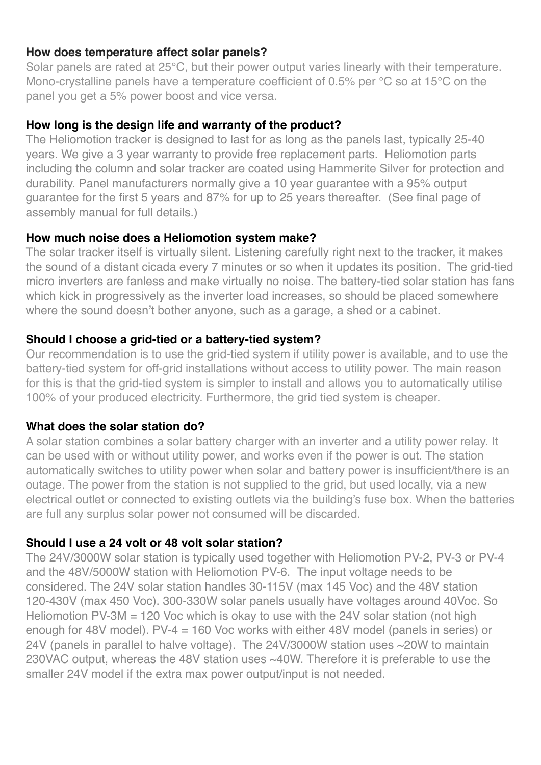**How does temperature affect solar panels?**

Solar panels are rated at 25°C, but their power output varies linearly with their temperature. Mono-crystalline panels have a temperature coefficient of 0.5% per °C so at 15°C on the panel you get a 5% power boost and vice versa.

**How long is the design life and warranty of the product?**

The Heliomotion tracker is designed to last for as long as the panels last, typically 25-40 years. We give a 3 year warranty to provide free replacement parts. Heliomotion parts including the column and solar tracker are coated using Hammerite Silver for protection and durability. Panel manufacturers normally give a 10 year guarantee with a 95% output guarantee for the first 5 years and 87% for up to 25 years thereafter. (See final page of assembly manual for full details.)

**How much noise does a Heliomotion system make?**

The solar tracker itself is virtually silent. Listening carefully right next to the tracker, it makes the sound of a distant cicada every 7 minutes or so when it updates its position. The grid-tied micro inverters are fanless and make virtually no noise. The battery-tied solar station has fans which kick in progressively as the inverter load increases, so should be placed somewhere where the sound doesn't bother anyone, such as a garage, a shed or a cabinet.

**Should I choose a grid-tied or a battery-tied system?**

Our recommendation is to use the grid-tied system if utility power is available, and to use the battery-tied system for off-grid installations without access to utility power. The main reason for this is that the grid-tied system is simpler to install and allows you to automatically utilise 100% of your produced electricity. Furthermore, the grid tied system is cheaper.

**What does the solar station do?**

A solar station combines a solar battery charger with an inverter and a utility power relay. It can be used with or without utility power, and works even if the power is out. The station automatically switches to utility power when solar and battery power is insufficient/there is an outage. The power from the station is not supplied to the grid, but used locally, via a new electrical outlet or connected to existing outlets via the building's fuse box. When the batteries are full any surplus solar power not consumed will be discarded.

**Should I use a 24 volt or 48 volt solar station?**

The 24V/3000W solar station is typically used together with Heliomotion PV-2, PV-3 or PV-4 and the 48V/5000W station with Heliomotion PV-6. The input voltage needs to be considered. The 24V solar station handles 30-115V (max 145 Voc) and the 48V station 120-430V (max 450 Voc). 300-330W solar panels usually have voltages around 40Voc. So Heliomotion PV-3M = 120 Voc which is okay to use with the 24V solar station (not high enough for 48V model). PV-4 = 160 Voc works with either 48V model (panels in series) or 24V (panels in parallel to halve voltage). The 24V/3000W station uses ~20W to maintain 230VAC output, whereas the 48V station uses ~40W. Therefore it is preferable to use the smaller 24V model if the extra max power output/input is not needed.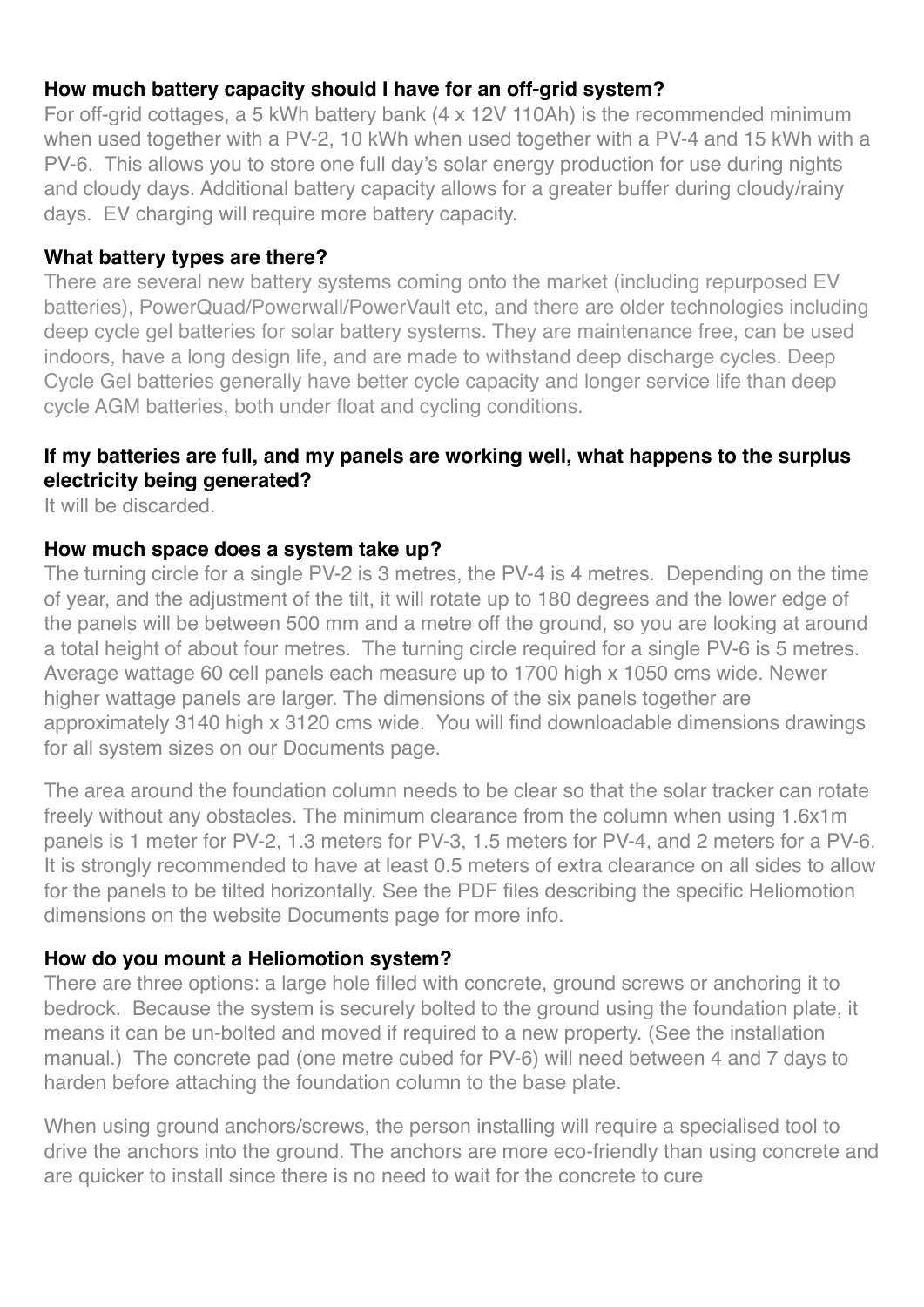**How much battery capacity should I have for an off-grid system?**

For off-grid cottages, a 5 kWh battery bank (4 x 12V 110Ah) is the recommended minimum when used together with a PV-2, 10 kWh when used together with a PV-4 and 15 kWh with a PV-6. This allows you to store one full day's solar energy production for use during nights and cloudy days. Additional battery capacity allows for a greater buffer during cloudy/rainy days. EV charging will require more battery capacity.

**What battery types are there?**

There are several new battery systems coming onto the market (including repurposed EV batteries), PowerQuad/Powerwall/PowerVault etc, and there are older technologies including deep cycle gel batteries for solar battery systems. They are maintenance free, can be used indoors, have a long design life, and are made to withstand deep discharge cycles. Deep Cycle Gel batteries generally have better cycle capacity and longer service life than deep cycle AGM batteries, both under float and cycling conditions.

**If my batteries are full, and my panels are working well, what happens to the surplus electricity being generated?**

It will be discarded.

**How much space does a system take up?**

The turning circle for a single PV-2 is 3 metres, the PV-4 is 4 metres. Depending on the time of year, and the adjustment of the tilt, it will rotate up to 180 degrees and the lower edge of the panels will be between 500 mm and a metre off the ground, so you are looking at around a total height of about four metres. The turning circle required for a single PV-6 is 5 metres. Average wattage 60 cell panels each measure up to 1700 high x 1050 cms wide. Newer higher wattage panels are larger. The dimensions of the six panels together are approximately 3140 high x 3120 cms wide. You will find downloadable dimensions drawings for all system sizes on our Documents page.

The area around the foundation column needs to be clear so that the solar tracker can rotate freely without any obstacles. The minimum clearance from the column when using 1.6x1m panels is 1 meter for PV-2, 1.3 meters for PV-3, 1.5 meters for PV-4, and 2 meters for a PV-6. It is strongly recommended to have at least 0.5 meters of extra clearance on all sides to allow for the panels to be tilted horizontally. See the PDF files describing the specific Heliomotion dimensions on the website Documents page for more info.

**How do you mount a Heliomotion system?**

There are three options: a large hole filled with concrete, ground screws or anchoring it to bedrock. Because the system is securely bolted to the ground using the foundation plate, it means it can be un-bolted and moved if required to a new property. (See the installation manual.) The concrete pad (one metre cubed for PV-6) will need between 4 and 7 days to harden before attaching the foundation column to the base plate.

When using ground anchors/screws, the person installing will require a specialised tool to drive the anchors into the ground. The anchors are more eco-friendly than using concrete and are quicker to install since there is no need to wait for the concrete to cure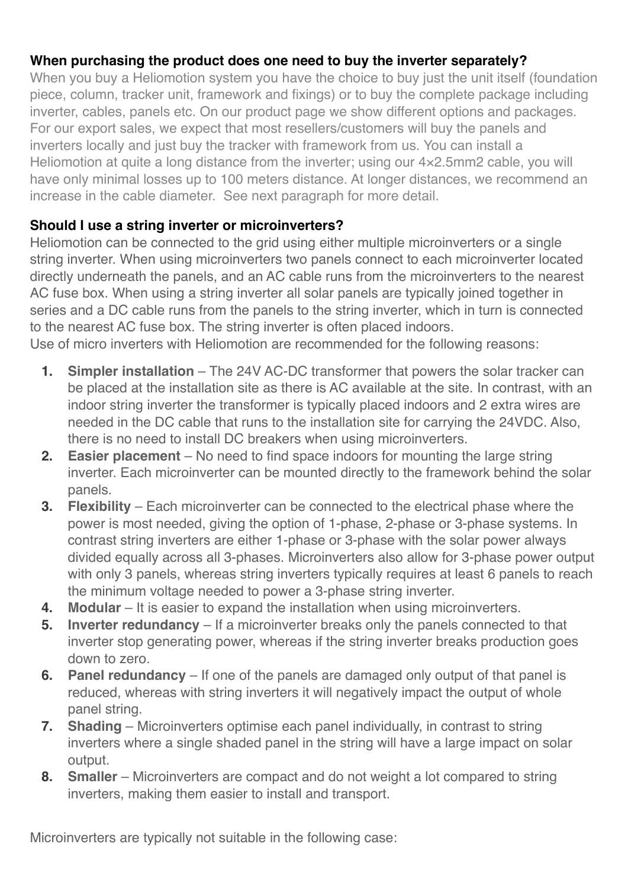**When purchasing the product does one need to buy the inverter separately?**

When you buy a Heliomotion system you have the choice to buy just the unit itself (foundation piece, column, tracker unit, framework and fixings) or to buy the complete package including inverter, cables, panels etc. On our product page we show different options and packages. For our export sales, we expect that most resellers/customers will buy the panels and inverters locally and just buy the tracker with framework from us. You can install a Heliomotion at quite a long distance from the inverter; using our 4×2.5mm2 cable, you will have only minimal losses up to 100 meters distance. At longer distances, we recommend an increase in the cable diameter.  See next paragraph for more detail.

**Should I use a string inverter or microinverters?**

Heliomotion can be connected to the grid using either multiple microinverters or a single string inverter. When using microinverters two panels connect to each microinverter located directly underneath the panels, and an AC cable runs from the microinverters to the nearest AC fuse box. When using a string inverter all solar panels are typically joined together in series and a DC cable runs from the panels to the string inverter, which in turn is connected to the nearest AC fuse box. The string inverter is often placed indoors.
Use of micro inverters with Heliomotion are recommended for the following reasons:

1. **Simpler installation** – The 24V AC-DC transformer that powers the solar tracker can be placed at the installation site as there is AC available at the site. In contrast, with an indoor string inverter the transformer is typically placed indoors and 2 extra wires are needed in the DC cable that runs to the installation site for carrying the 24VDC. Also, there is no need to install DC breakers when using microinverters.
2. **Easier placement** – No need to find space indoors for mounting the large string inverter. Each microinverter can be mounted directly to the framework behind the solar panels.
3. **Flexibility** – Each microinverter can be connected to the electrical phase where the power is most needed, giving the option of 1-phase, 2-phase or 3-phase systems. In contrast string inverters are either 1-phase or 3-phase with the solar power always divided equally across all 3-phases. Microinverters also allow for 3-phase power output with only 3 panels, whereas string inverters typically requires at least 6 panels to reach the minimum voltage needed to power a 3-phase string inverter.
4. **Modular** – It is easier to expand the installation when using microinverters.
5. **Inverter redundancy** – If a microinverter breaks only the panels connected to that inverter stop generating power, whereas if the string inverter breaks production goes down to zero.
6. **Panel redundancy** – If one of the panels are damaged only output of that panel is reduced, whereas with string inverters it will negatively impact the output of whole panel string.
7. **Shading** – Microinverters optimise each panel individually, in contrast to string inverters where a single shaded panel in the string will have a large impact on solar output.
8. **Smaller** – Microinverters are compact and do not weight a lot compared to string inverters, making them easier to install and transport.

Microinverters are typically not suitable in the following case: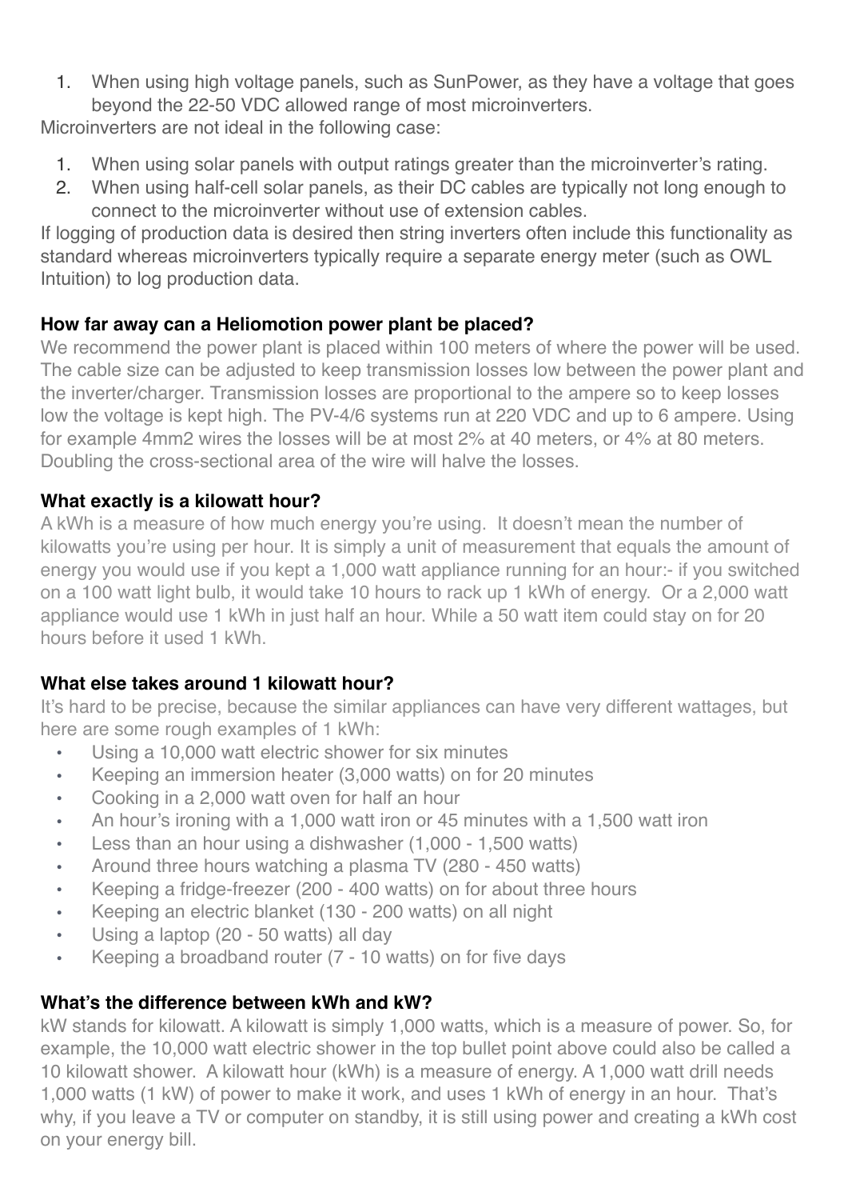1. When using high voltage panels, such as SunPower, as they have a voltage that goes beyond the 22-50 VDC allowed range of most microinverters.

Microinverters are not ideal in the following case:

1. When using solar panels with output ratings greater than the microinverter's rating.
2. When using half-cell solar panels, as their DC cables are typically not long enough to connect to the microinverter without use of extension cables.

If logging of production data is desired then string inverters often include this functionality as standard whereas microinverters typically require a separate energy meter (such as OWL Intuition) to log production data.

**How far away can a Heliomotion power plant be placed?**

We recommend the power plant is placed within 100 meters of where the power will be used. The cable size can be adjusted to keep transmission losses low between the power plant and the inverter/charger. Transmission losses are proportional to the ampere so to keep losses low the voltage is kept high. The PV-4/6 systems run at 220 VDC and up to 6 ampere. Using for example 4mm2 wires the losses will be at most 2% at 40 meters, or 4% at 80 meters. Doubling the cross-sectional area of the wire will halve the losses.

**What exactly is a kilowatt hour?**

A kWh is a measure of how much energy you're using. It doesn't mean the number of kilowatts you're using per hour. It is simply a unit of measurement that equals the amount of energy you would use if you kept a 1,000 watt appliance running for an hour:- if you switched on a 100 watt light bulb, it would take 10 hours to rack up 1 kWh of energy. Or a 2,000 watt appliance would use 1 kWh in just half an hour. While a 50 watt item could stay on for 20 hours before it used 1 kWh.

**What else takes around 1 kilowatt hour?**

It's hard to be precise, because the similar appliances can have very different wattages, but here are some rough examples of 1 kWh:

- Using a 10,000 watt electric shower for six minutes
- Keeping an immersion heater (3,000 watts) on for 20 minutes
- Cooking in a 2,000 watt oven for half an hour
- An hour's ironing with a 1,000 watt iron or 45 minutes with a 1,500 watt iron
- Less than an hour using a dishwasher (1,000 - 1,500 watts)
- Around three hours watching a plasma TV (280 - 450 watts)
- Keeping a fridge-freezer (200 - 400 watts) on for about three hours
- Keeping an electric blanket (130 - 200 watts) on all night
- Using a laptop (20 - 50 watts) all day
- Keeping a broadband router (7 - 10 watts) on for five days

**What's the difference between kWh and kW?**

kW stands for kilowatt. A kilowatt is simply 1,000 watts, which is a measure of power. So, for example, the 10,000 watt electric shower in the top bullet point above could also be called a 10 kilowatt shower. A kilowatt hour (kWh) is a measure of energy. A 1,000 watt drill needs 1,000 watts (1 kW) of power to make it work, and uses 1 kWh of energy in an hour. That's why, if you leave a TV or computer on standby, it is still using power and creating a kWh cost on your energy bill.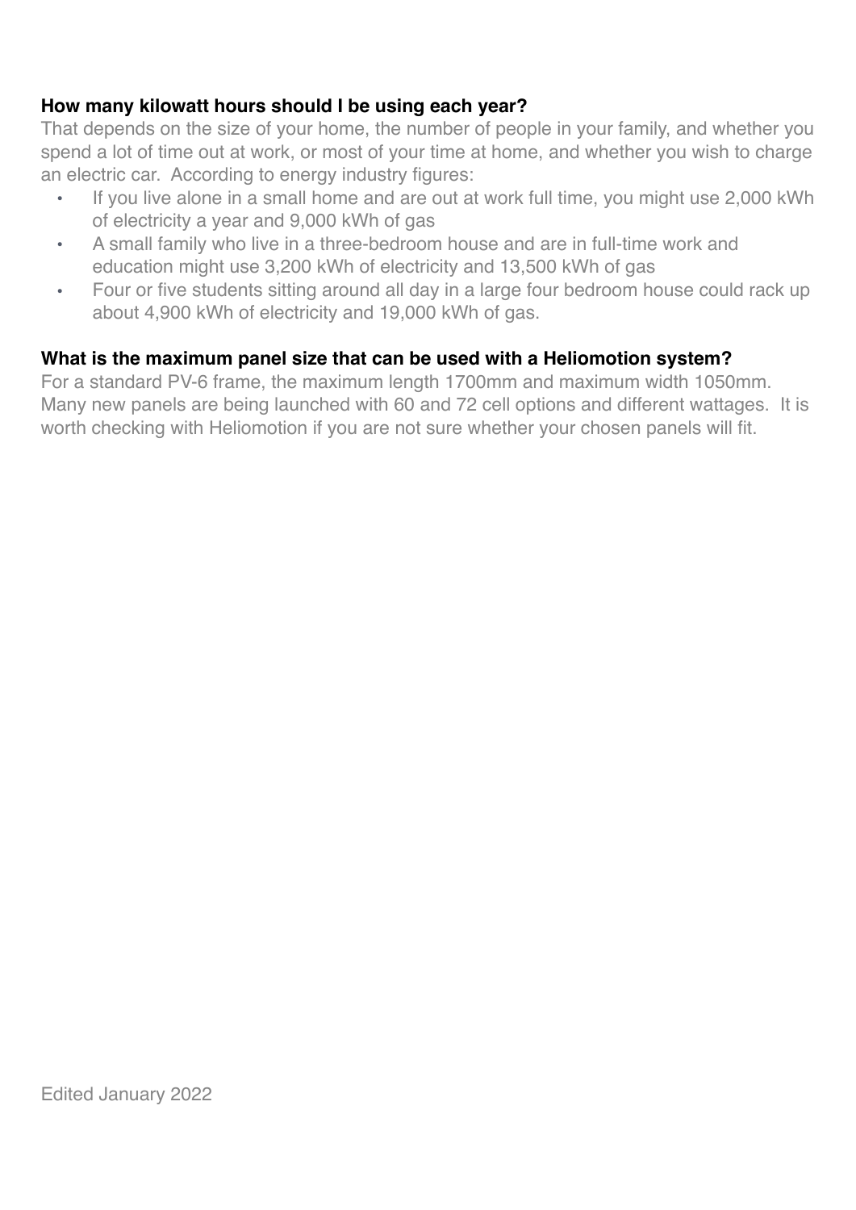**How many kilowatt hours should I be using each year?**

That depends on the size of your home, the number of people in your family, and whether you spend a lot of time out at work, or most of your time at home, and whether you wish to charge an electric car. According to energy industry figures:

- If you live alone in a small home and are out at work full time, you might use 2,000 kWh of electricity a year and 9,000 kWh of gas
- A small family who live in a three-bedroom house and are in full-time work and education might use 3,200 kWh of electricity and 13,500 kWh of gas
- Four or five students sitting around all day in a large four bedroom house could rack up about 4,900 kWh of electricity and 19,000 kWh of gas.

**What is the maximum panel size that can be used with a Heliomotion system?**

For a standard PV-6 frame, the maximum length 1700mm and maximum width 1050mm. Many new panels are being launched with 60 and 72 cell options and different wattages. It is worth checking with Heliomotion if you are not sure whether your chosen panels will fit.

Edited January 2022